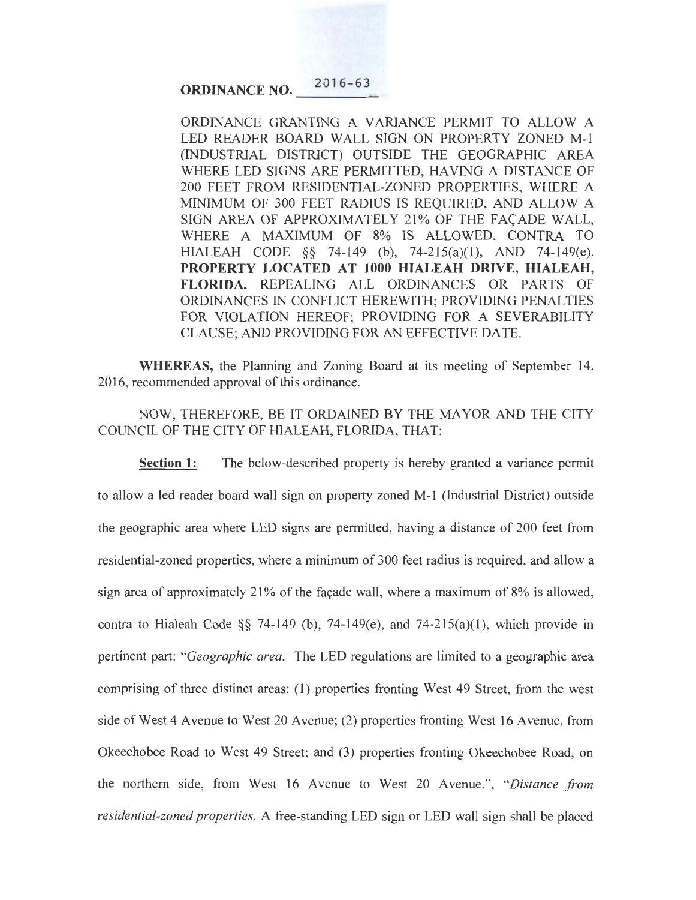# ORDINANCE NO. 2016-63

ORDINANCE GRANTING A VARIANCE PERMIT TO ALLOW A LED READER BOARD WALL SIGN ON PROPERTY ZONED M-1 (INDUSTRIAL DISTRICT) OUTSIDE THE GEOGRAPHIC AREA WHERE LED SIGNS ARE PERMITTED, HAVING A DISTANCE OF 200 FEET FROM RESIDENTIAL-ZONED PROPERTIES, WHERE A MINIMUM OF 300 FEET RADIUS IS REQUIRED, AND ALLOW A SIGN AREA OF APPROXIMATELY 21% OF THE FAÇADE WALL, WHERE A MAXIMUM OF 8% IS ALLOWED, CONTRA TO HIALEAH CODE §§ 74-149 (b), 74-215(a)(1), AND 74-149(e). **PROPERTY LOCATED AT 1000 HIALEAH DRIVE, HIALEAH, FLORIDA.** REPEALING ALL ORDINANCES OR PARTS OF ORDINANCES IN CONFLICT HEREWITH; PROVIDING PENALTIES FOR VIOLATION HEREOF; PROVIDING FOR A SEVERABILITY CLAUSE; AND PROVIDING FOR AN EFFECTIVE DATE.

**WHEREAS,** the Planning and Zoning Board at its meeting of September 14, 2016, recommended approval of this ordinance.

NOW, THEREFORE, BE IT ORDAINED BY THE MAYOR AND THE CITY COUNCIL OF THE CITY OF HIALEAH, FLORIDA, THAT:

**Section 1:** The below-described property is hereby granted a variance permit to allow a led reader board wall sign on property zoned M-1 (Industrial District) outside the geographic area where LED signs are permitted, having a distance of 200 feet from residential-zoned properties, where a minimum of 300 feet radius is required, and allow a sign area of approximately 21% of the façade wall, where a maximum of 8% is allowed, contra to Hialeah Code §§ 74-149 (b), 74-149(e), and 74-215(a)(1), which provide in pertinent part: "*Geographic area.* The LED regulations are limited to a geographic area comprising of three distinct areas: (1) properties fronting West 49 Street, from the west side of West 4 Avenue to West 20 Avenue; (2) properties fronting West 16 Avenue, from Okeechobee Road to West 49 Street; and (3) properties fronting Okeechobee Road, on the northern side, from West 16 Avenue to West 20 Avenue.", "*Distance from residential-zoned properties.* A free-standing LED sign or LED wall sign shall be placed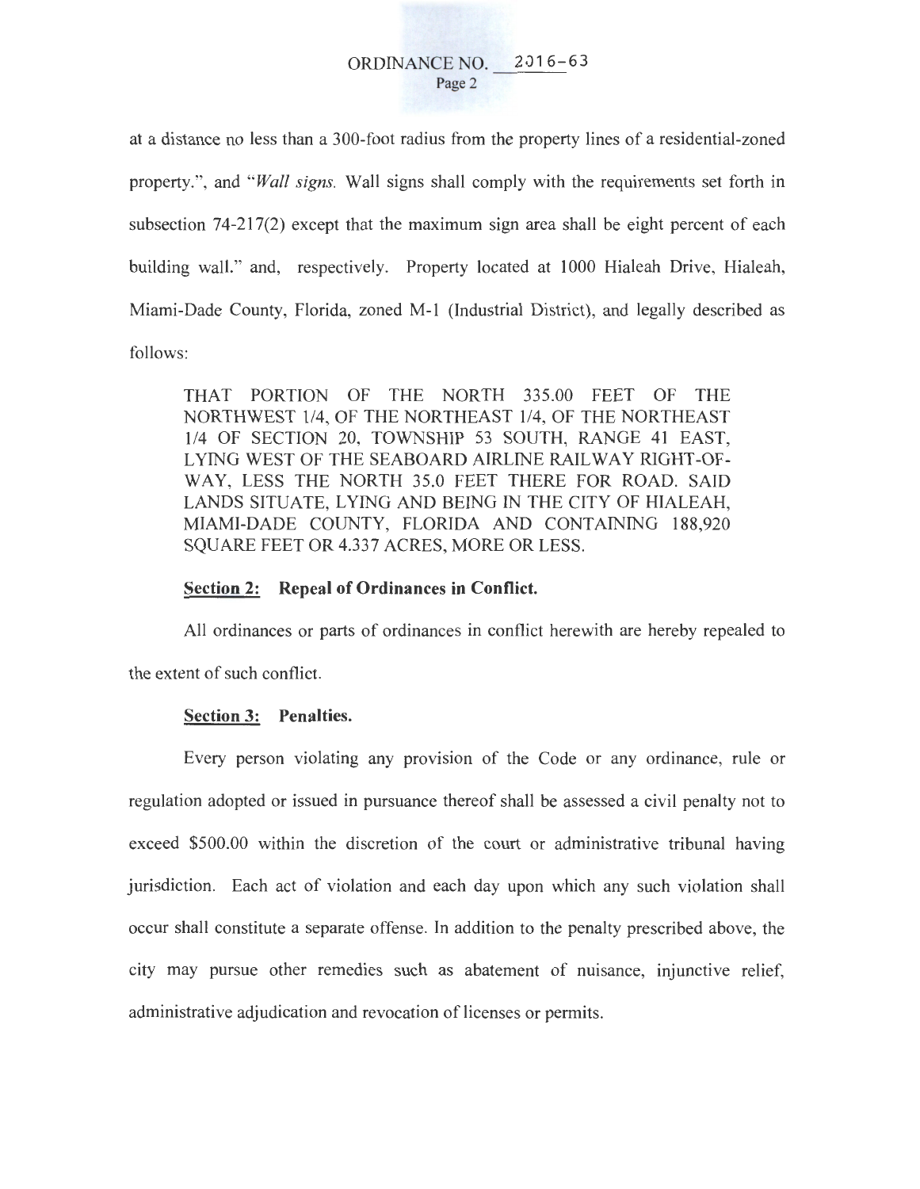at a distance no less than a 300-foot radius from the property lines of a residential-zoned property.", and "*Wall signs.* Wall signs shall comply with the requirements set forth in subsection 74-217(2) except that the maximum sign area shall be eight percent of each building wall." and, respectively. Property located at 1000 Hialeah Drive, Hialeah, Miami-Dade County, Florida, zoned M-1 (Industrial District), and legally described as follows:

> THAT PORTION OF THE NORTH 335.00 FEET OF THE NORTHWEST 1/4, OF THE NORTHEAST 1/4, OF THE NORTHEAST 1/4 OF SECTION 20, TOWNSHIP 53 SOUTH, RANGE 41 EAST, LYING WEST OF THE SEABOARD AIRLINE RAILWAY RIGHT-OF-WAY, LESS THE NORTH 35.0 FEET THERE FOR ROAD. SAID LANDS SITUATE, LYING AND BEING IN THE CITY OF HIALEAH, MIAMI-DADE COUNTY, FLORIDA AND CONTAINING 188,920 SQUARE FEET OR 4.337 ACRES, MORE OR LESS.

**Section 2: Repeal of Ordinances in Conflict.**

All ordinances or parts of ordinances in conflict herewith are hereby repealed to the extent of such conflict.

**Section 3: Penalties.**

Every person violating any provision of the Code or any ordinance, rule or regulation adopted or issued in pursuance thereof shall be assessed a civil penalty not to exceed $500.00 within the discretion of the court or administrative tribunal having jurisdiction. Each act of violation and each day upon which any such violation shall occur shall constitute a separate offense. In addition to the penalty prescribed above, the city may pursue other remedies such as abatement of nuisance, injunctive relief, administrative adjudication and revocation of licenses or permits.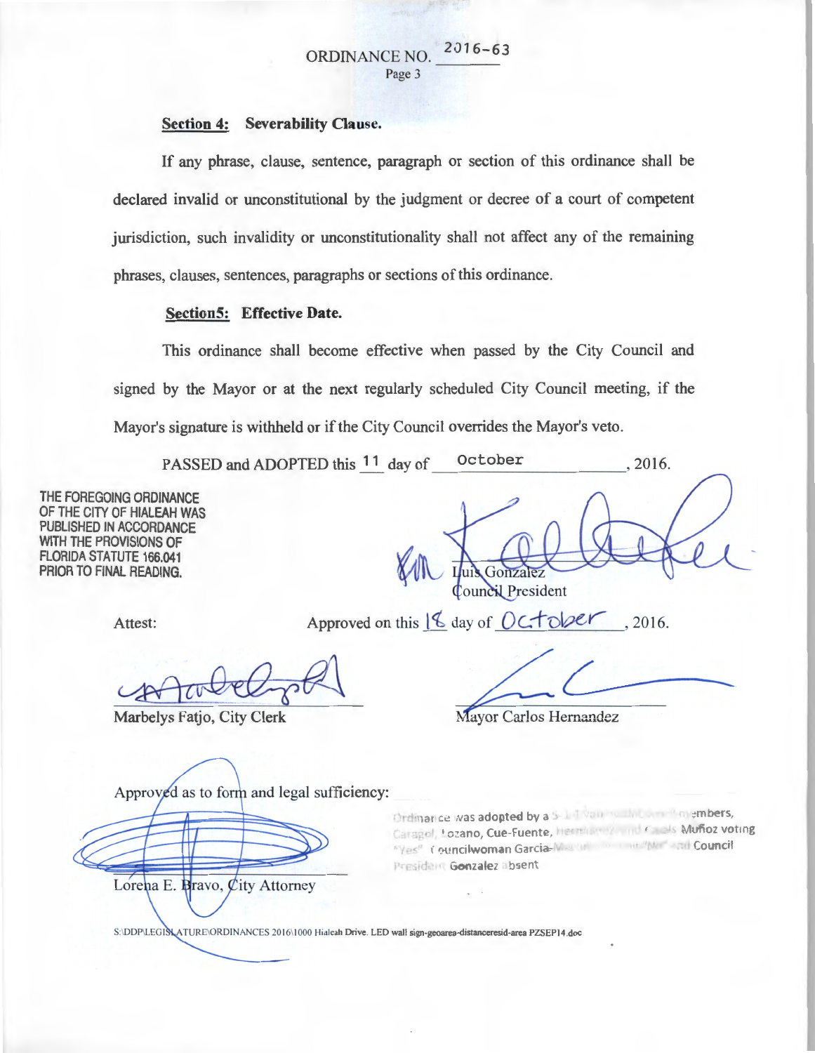ORDINANCE NO. 2016-63

Page 3

**Section 4: Severability Clause.**

If any phrase, clause, sentence, paragraph or section of this ordinance shall be declared invalid or unconstitutional by the judgment or decree of a court of competent jurisdiction, such invalidity or unconstitutionality shall not affect any of the remaining phrases, clauses, sentences, paragraphs or sections of this ordinance.

**Section5: Effective Date.**

This ordinance shall become effective when passed by the City Council and signed by the Mayor or at the next regularly scheduled City Council meeting, if the Mayor's signature is withheld or if the City Council overrides the Mayor's veto.

PASSED and ADOPTED this 11 day of October, 2016.

THE FOREGOING ORDINANCE OF THE CITY OF HIALEAH WAS PUBLISHED IN ACCORDANCE WITH THE PROVISIONS OF FLORIDA STATUTE 166.041 PRIOR TO FINAL READING.

Luis Gonzalez
Council President

Attest:

Approved on this 18 day of October, 2016.

Marbelys Fatjo, City Clerk

Mayor Carlos Hernandez

Approved as to form and legal sufficiency:

Lorena E. Bravo, City Attorney

Ordinance was adopted by a 5-1 vote with Council members, Caragol, Lozano, Cue-Fuente, Hernandez and Casals Muñoz voting "Yes" Councilwoman Garcia-Martinez voting "No" and Council President Gonzalez absent

S:\DDP\LEGISLATURE\ORDINANCES 2016\1000 Hialeah Drive. LED wall sign-geoarea-distanceresid-area PZSEP14.doc